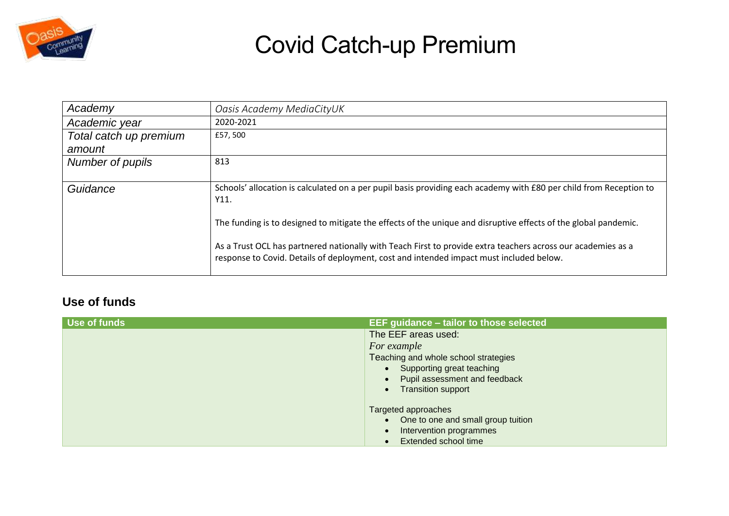# Covid Catch-up Premium

| Academy | *Oasis Academy MediaCityUK* |
|---|---|
| Academic year | 2020-2021 |
| Total catch up premium amount | £57, 500 |
| Number of pupils | 813 |
| Guidance | Schools' allocation is calculated on a per pupil basis providing each academy with £80 per child from Reception to Y11.<br><br>The funding is to designed to mitigate the effects of the unique and disruptive effects of the global pandemic.<br><br>As a Trust OCL has partnered nationally with Teach First to provide extra teachers across our academies as a response to Covid. Details of deployment, cost and intended impact must included below. |

## Use of funds

| Use of funds | EEF guidance – tailor to those selected |
|---|---|
| | The EEF areas used:<br>*For example*<br>Teaching and whole school strategies<br>• Supporting great teaching<br>• Pupil assessment and feedback<br>• Transition support<br><br>Targeted approaches<br>• One to one and small group tuition<br>• Intervention programmes<br>• Extended school time |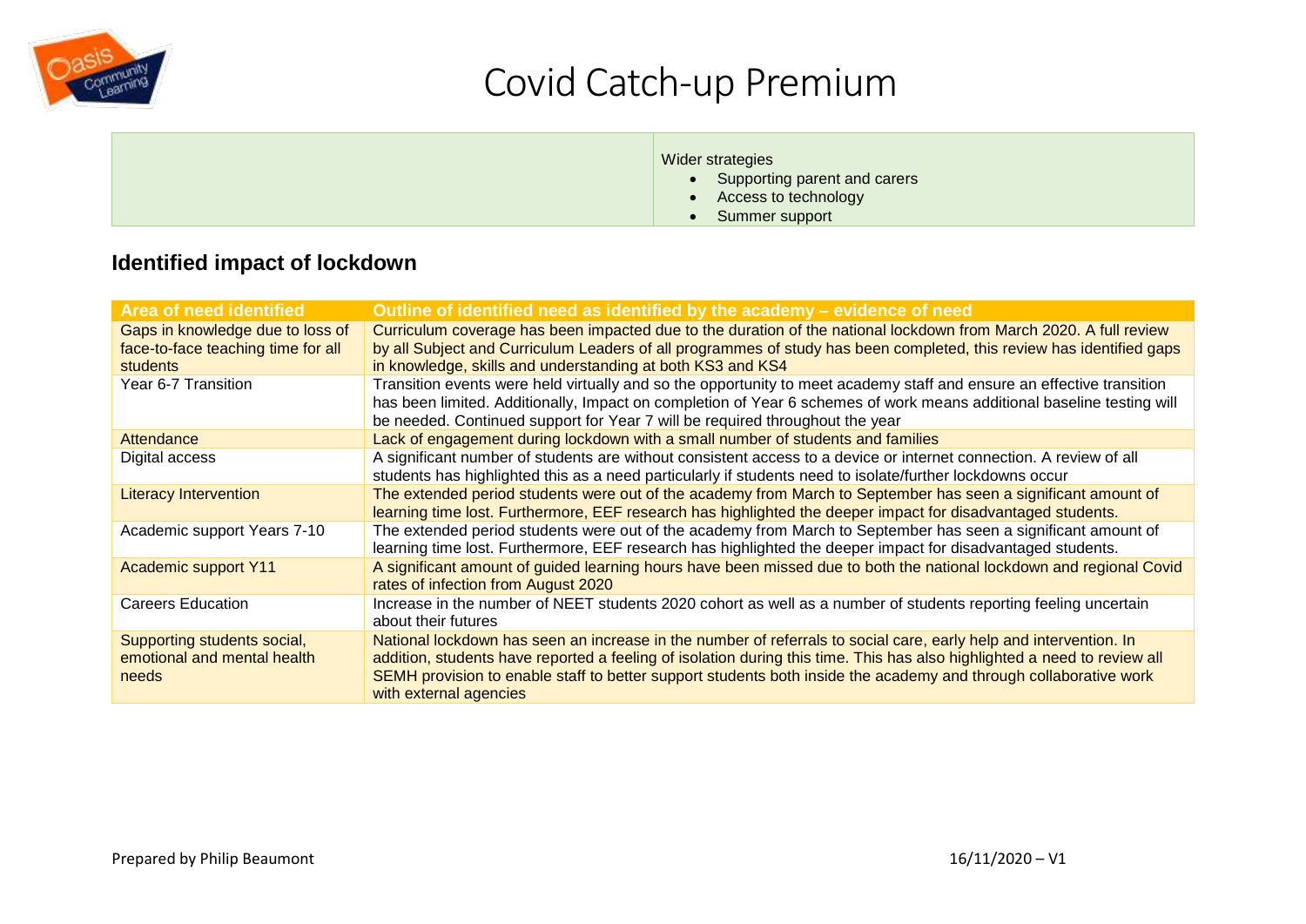# Covid Catch-up Premium

| | Wider strategies<br>• Supporting parent and carers<br>• Access to technology<br>• Summer support |
|---|---|

## Identified impact of lockdown

| Area of need identified | Outline of identified need as identified by the academy – evidence of need |
|---|---|
| Gaps in knowledge due to loss of face-to-face teaching time for all students | Curriculum coverage has been impacted due to the duration of the national lockdown from March 2020. A full review by all Subject and Curriculum Leaders of all programmes of study has been completed, this review has identified gaps in knowledge, skills and understanding at both KS3 and KS4 |
| Year 6-7 Transition | Transition events were held virtually and so the opportunity to meet academy staff and ensure an effective transition has been limited. Additionally, Impact on completion of Year 6 schemes of work means additional baseline testing will be needed. Continued support for Year 7 will be required throughout the year |
| Attendance | Lack of engagement during lockdown with a small number of students and families |
| Digital access | A significant number of students are without consistent access to a device or internet connection. A review of all students has highlighted this as a need particularly if students need to isolate/further lockdowns occur |
| Literacy Intervention | The extended period students were out of the academy from March to September has seen a significant amount of learning time lost. Furthermore, EEF research has highlighted the deeper impact for disadvantaged students. |
| Academic support Years 7-10 | The extended period students were out of the academy from March to September has seen a significant amount of learning time lost. Furthermore, EEF research has highlighted the deeper impact for disadvantaged students. |
| Academic support Y11 | A significant amount of guided learning hours have been missed due to both the national lockdown and regional Covid rates of infection from August 2020 |
| Careers Education | Increase in the number of NEET students 2020 cohort as well as a number of students reporting feeling uncertain about their futures |
| Supporting students social, emotional and mental health needs | National lockdown has seen an increase in the number of referrals to social care, early help and intervention. In addition, students have reported a feeling of isolation during this time. This has also highlighted a need to review all SEMH provision to enable staff to better support students both inside the academy and through collaborative work with external agencies |

Prepared by Philip Beaumont

16/11/2020 – V1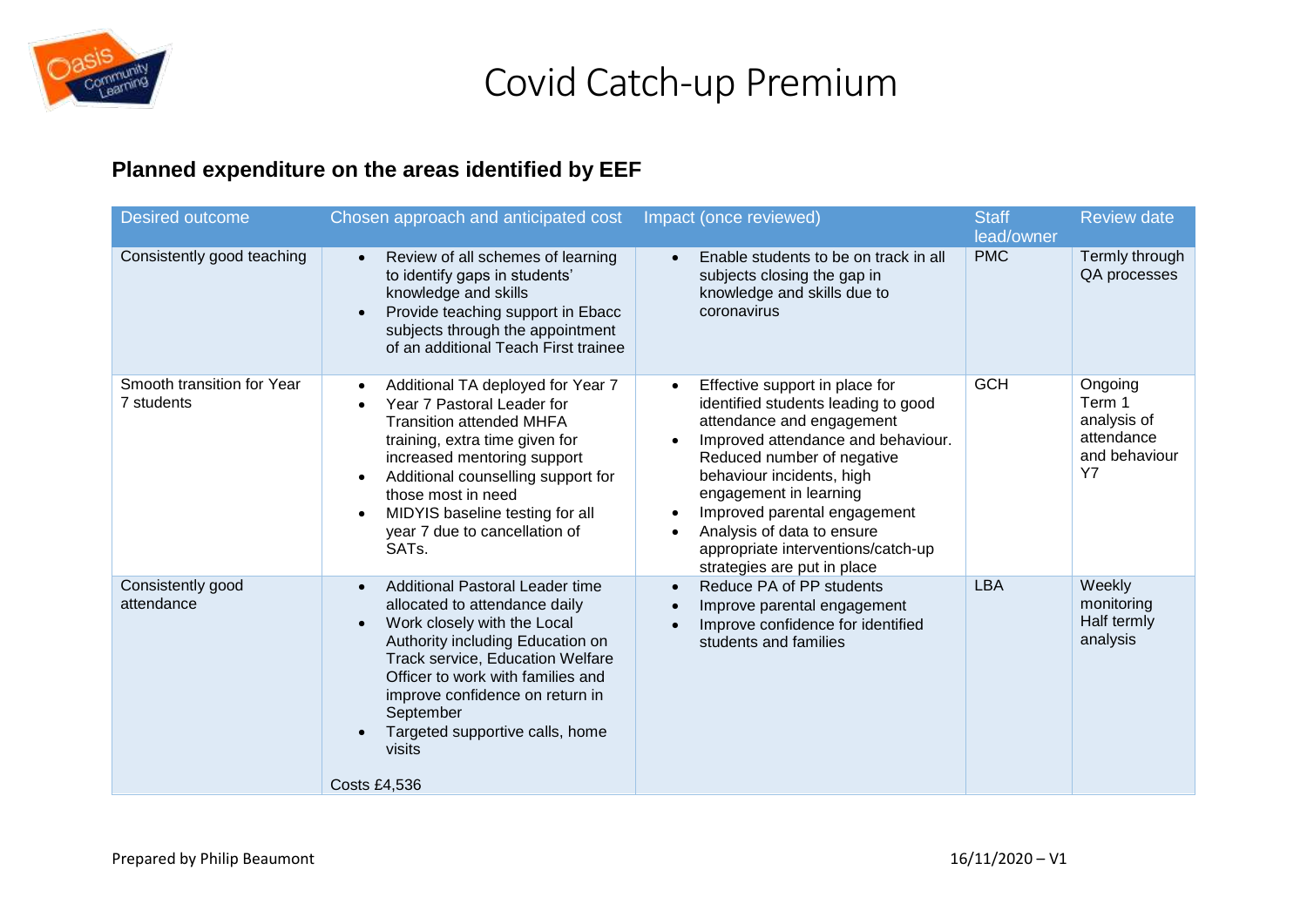# Covid Catch-up Premium

## Planned expenditure on the areas identified by EEF

| Desired outcome | Chosen approach and anticipated cost | Impact (once reviewed) | Staff lead/owner | Review date |
|---|---|---|---|---|
| Consistently good teaching | • Review of all schemes of learning to identify gaps in students' knowledge and skills<br>• Provide teaching support in Ebacc subjects through the appointment of an additional Teach First trainee | • Enable students to be on track in all subjects closing the gap in knowledge and skills due to coronavirus | PMC | Termly through QA processes |
| Smooth transition for Year 7 students | • Additional TA deployed for Year 7<br>• Year 7 Pastoral Leader for Transition attended MHFA training, extra time given for increased mentoring support<br>• Additional counselling support for those most in need<br>• MIDYIS baseline testing for all year 7 due to cancellation of SATs. | • Effective support in place for identified students leading to good attendance and engagement<br>• Improved attendance and behaviour. Reduced number of negative behaviour incidents, high engagement in learning<br>• Improved parental engagement<br>• Analysis of data to ensure appropriate interventions/catch-up strategies are put in place | GCH | Ongoing Term 1 analysis of attendance and behaviour Y7 |
| Consistently good attendance | • Additional Pastoral Leader time allocated to attendance daily<br>• Work closely with the Local Authority including Education on Track service, Education Welfare Officer to work with families and improve confidence on return in September<br>• Targeted supportive calls, home visits<br><br>Costs £4,536 | • Reduce PA of PP students<br>• Improve parental engagement<br>• Improve confidence for identified students and families | LBA | Weekly monitoring Half termly analysis |

Prepared by Philip Beaumont 16/11/2020 – V1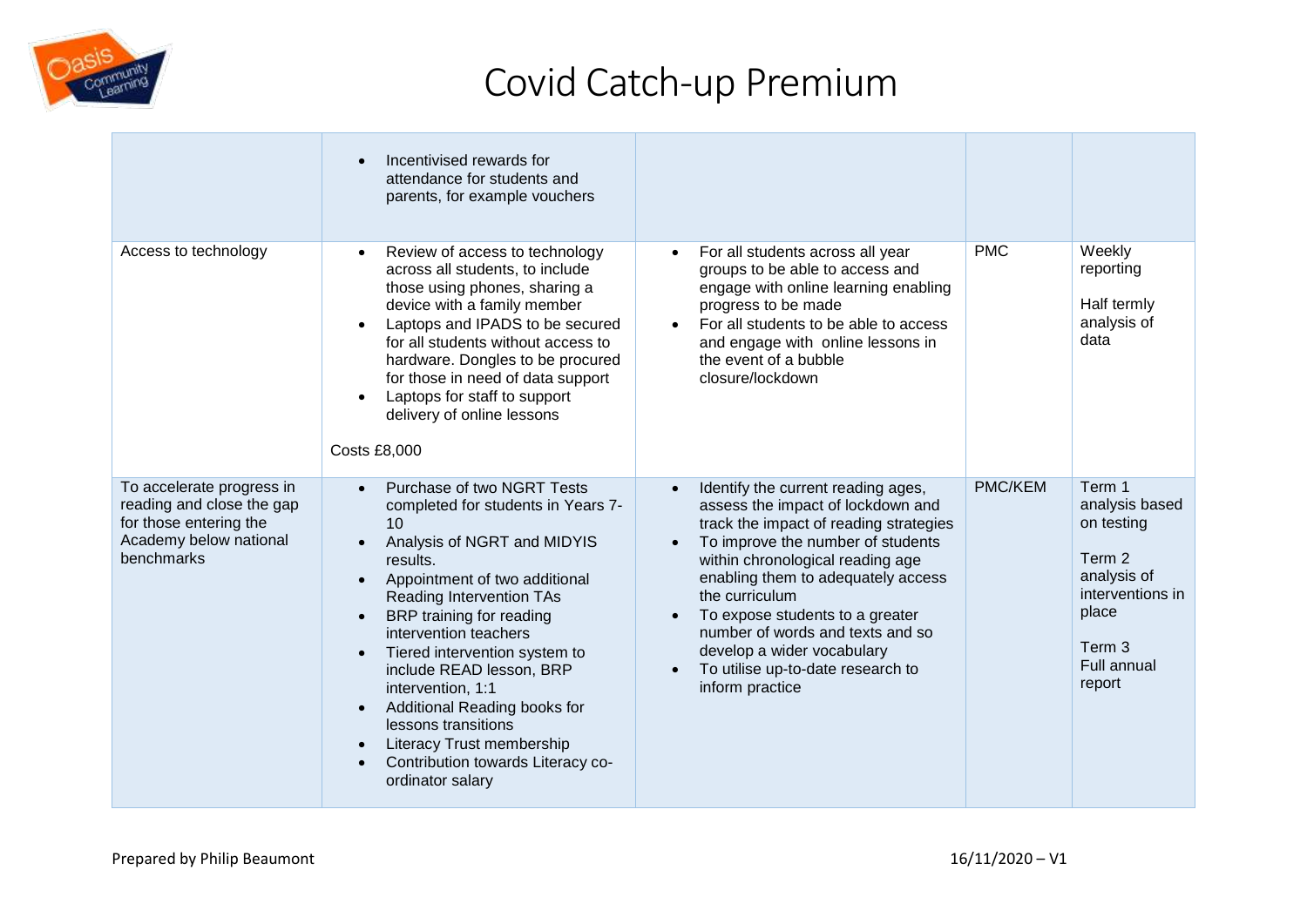# Covid Catch-up Premium

| | | | | |
|---|---|---|---|---|
| | • Incentivised rewards for attendance for students and parents, for example vouchers | | | |
| Access to technology | • Review of access to technology across all students, to include those using phones, sharing a device with a family member<br>• Laptops and IPADS to be secured for all students without access to hardware. Dongles to be procured for those in need of data support<br>• Laptops for staff to support delivery of online lessons<br><br>Costs £8,000 | • For all students across all year groups to be able to access and engage with online learning enabling progress to be made<br>• For all students to be able to access and engage with online lessons in the event of a bubble closure/lockdown | PMC | Weekly reporting<br><br>Half termly analysis of data |
| To accelerate progress in reading and close the gap for those entering the Academy below national benchmarks | • Purchase of two NGRT Tests completed for students in Years 7-10<br>• Analysis of NGRT and MIDYIS results.<br>• Appointment of two additional Reading Intervention TAs<br>• BRP training for reading intervention teachers<br>• Tiered intervention system to include READ lesson, BRP intervention, 1:1<br>• Additional Reading books for lessons transitions<br>• Literacy Trust membership<br>• Contribution towards Literacy co-ordinator salary | • Identify the current reading ages, assess the impact of lockdown and track the impact of reading strategies<br>• To improve the number of students within chronological reading age enabling them to adequately access the curriculum<br>• To expose students to a greater number of words and texts and so develop a wider vocabulary<br>• To utilise up-to-date research to inform practice | PMC/KEM | Term 1 analysis based on testing<br><br>Term 2 analysis of interventions in place<br><br>Term 3 Full annual report |

Prepared by Philip Beaumont 16/11/2020 – V1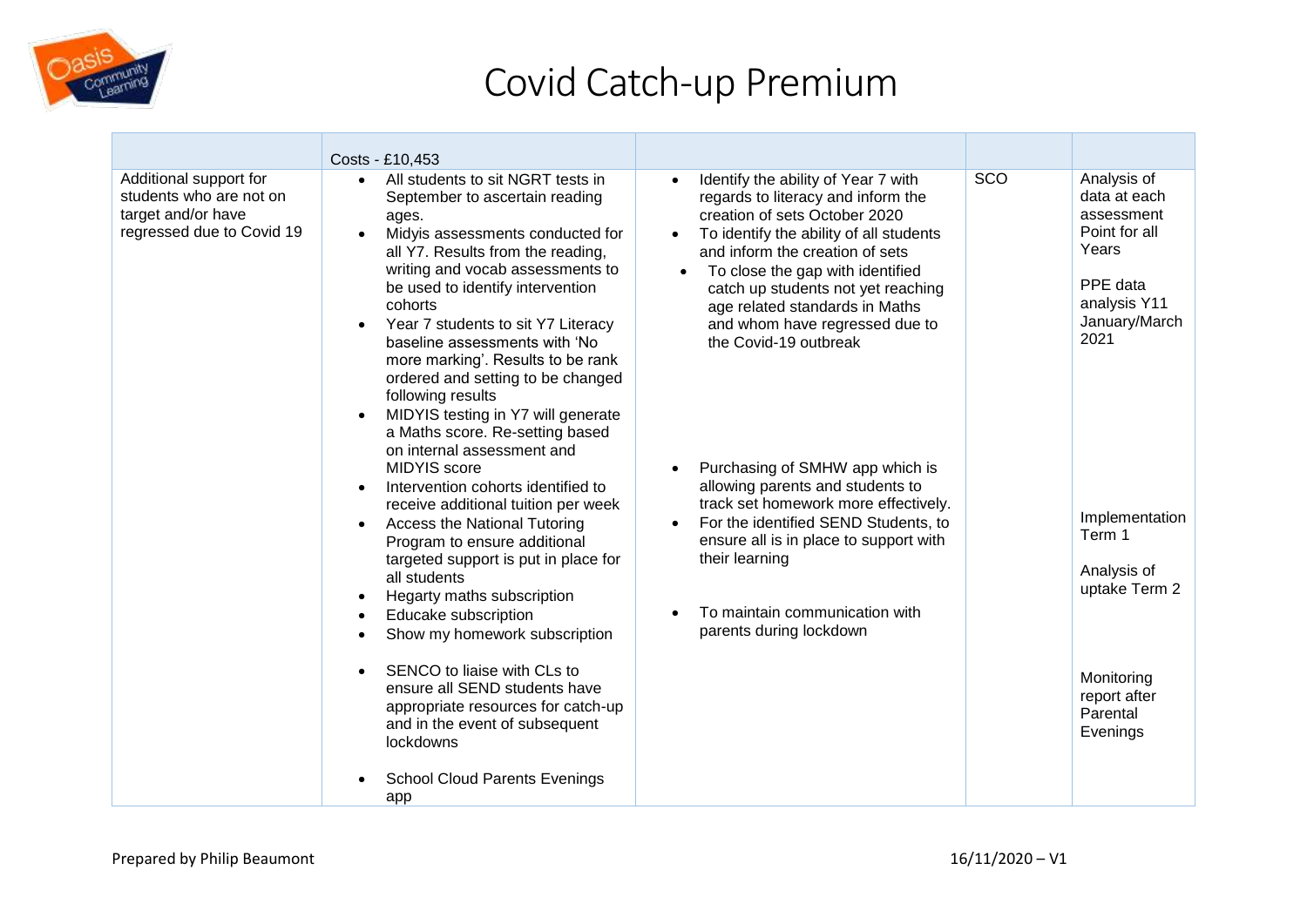# Covid Catch-up Premium

| | Costs - £10,453 | | | |
|---|---|---|---|---|
| Additional support for students who are not on target and/or have regressed due to Covid 19 | • All students to sit NGRT tests in September to ascertain reading ages.<br>• Midyis assessments conducted for all Y7. Results from the reading, writing and vocab assessments to be used to identify intervention cohorts<br>• Year 7 students to sit Y7 Literacy baseline assessments with 'No more marking'. Results to be rank ordered and setting to be changed following results<br>• MIDYIS testing in Y7 will generate a Maths score. Re-setting based on internal assessment and MIDYIS score<br>• Intervention cohorts identified to receive additional tuition per week<br>• Access the National Tutoring Program to ensure additional targeted support is put in place for all students<br>• Hegarty maths subscription<br>• Educake subscription<br>• Show my homework subscription<br><br>• SENCO to liaise with CLs to ensure all SEND students have appropriate resources for catch-up and in the event of subsequent lockdowns<br><br>• School Cloud Parents Evenings app | • Identify the ability of Year 7 with regards to literacy and inform the creation of sets October 2020<br>• To identify the ability of all students and inform the creation of sets<br>• To close the gap with identified catch up students not yet reaching age related standards in Maths and whom have regressed due to the Covid-19 outbreak<br><br>• Purchasing of SMHW app which is allowing parents and students to track set homework more effectively.<br>• For the identified SEND Students, to ensure all is in place to support with their learning<br><br>• To maintain communication with parents during lockdown | SCO | Analysis of data at each assessment Point for all Years<br><br>PPE data analysis Y11 January/March 2021<br><br>Implementation Term 1<br><br>Analysis of uptake Term 2<br><br>Monitoring report after Parental Evenings |

Prepared by Philip Beaumont 16/11/2020 – V1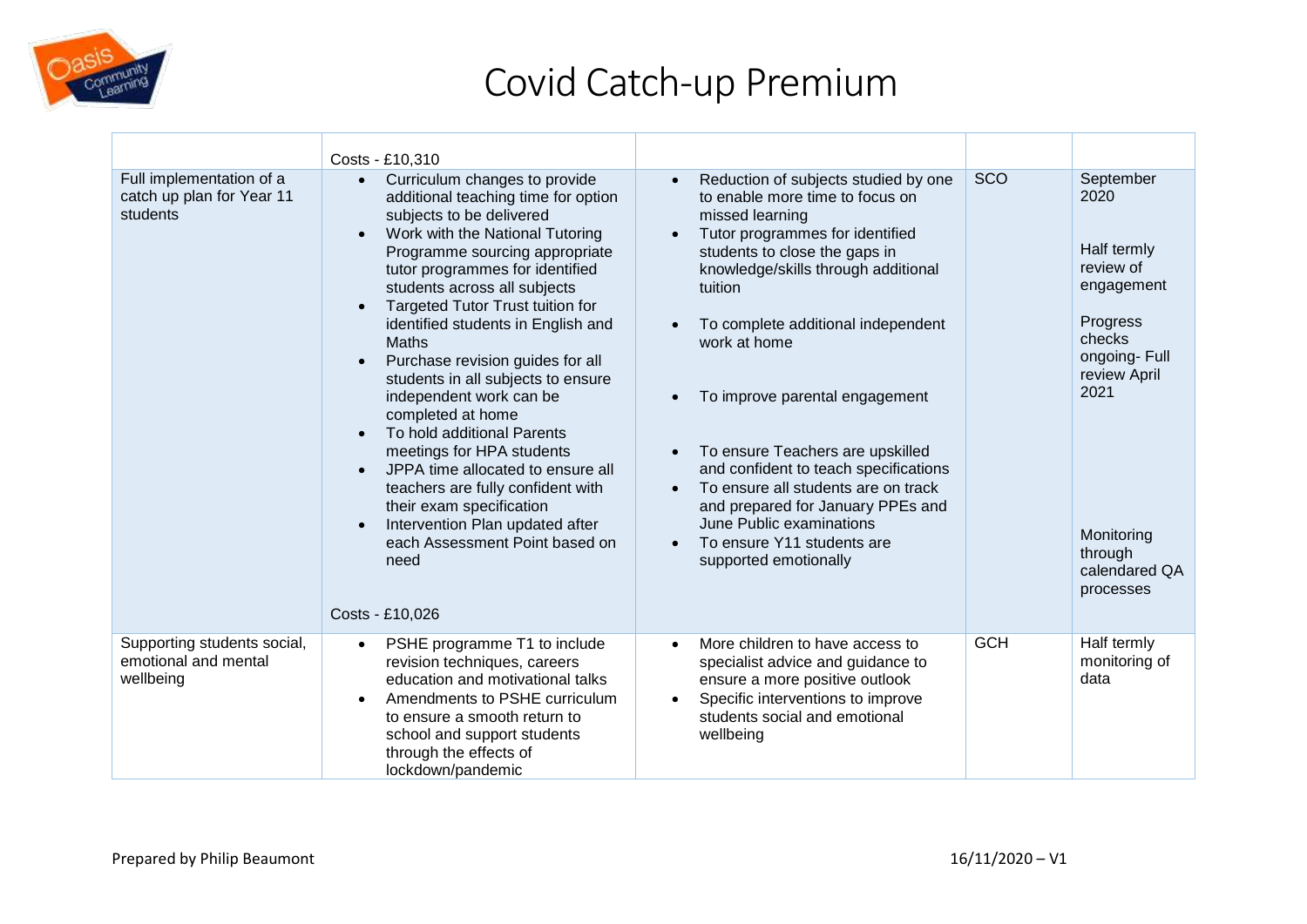# Covid Catch-up Premium

| | Costs - £10,310 | | | |
|---|---|---|---|---|
| Full implementation of a catch up plan for Year 11 students | • Curriculum changes to provide additional teaching time for option subjects to be delivered<br>• Work with the National Tutoring Programme sourcing appropriate tutor programmes for identified students across all subjects<br>• Targeted Tutor Trust tuition for identified students in English and Maths<br>• Purchase revision guides for all students in all subjects to ensure independent work can be completed at home<br>• To hold additional Parents meetings for HPA students<br>• JPPA time allocated to ensure all teachers are fully confident with their exam specification<br>• Intervention Plan updated after each Assessment Point based on need<br><br>Costs - £10,026 | • Reduction of subjects studied by one to enable more time to focus on missed learning<br>• Tutor programmes for identified students to close the gaps in knowledge/skills through additional tuition<br>• To complete additional independent work at home<br>• To improve parental engagement<br>• To ensure Teachers are upskilled and confident to teach specifications<br>• To ensure all students are on track and prepared for January PPEs and June Public examinations<br>• To ensure Y11 students are supported emotionally | SCO | September 2020<br><br>Half termly review of engagement<br><br>Progress checks ongoing- Full review April 2021<br><br>Monitoring through calendared QA processes |
| Supporting students social, emotional and mental wellbeing | • PSHE programme T1 to include revision techniques, careers education and motivational talks<br>• Amendments to PSHE curriculum to ensure a smooth return to school and support students through the effects of lockdown/pandemic | • More children to have access to specialist advice and guidance to ensure a more positive outlook<br>• Specific interventions to improve students social and emotional wellbeing | GCH | Half termly monitoring of data |

Prepared by Philip Beaumont 16/11/2020 – V1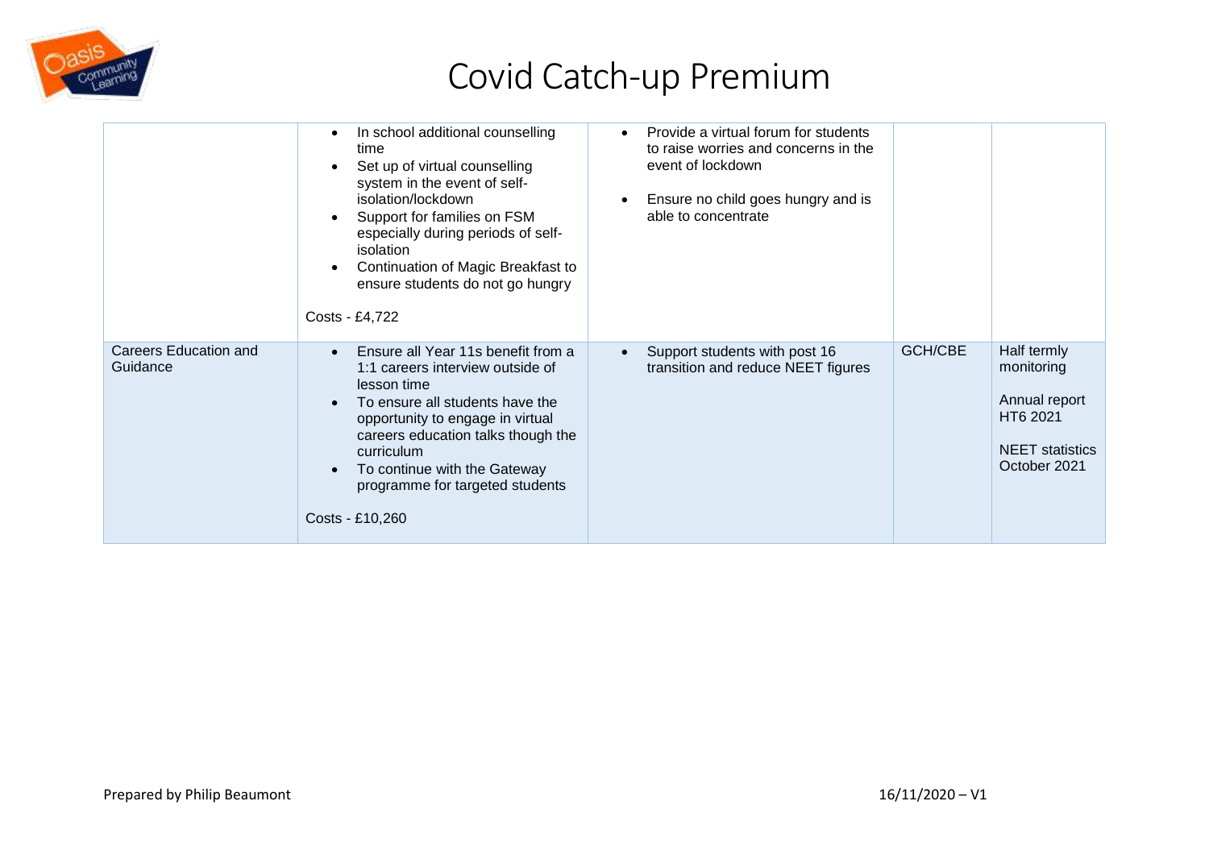# Covid Catch-up Premium

| | | | | |
|---|---|---|---|---|
| | • In school additional counselling time<br>• Set up of virtual counselling system in the event of self-isolation/lockdown<br>• Support for families on FSM especially during periods of self-isolation<br>• Continuation of Magic Breakfast to ensure students do not go hungry<br><br>Costs - £4,722 | • Provide a virtual forum for students to raise worries and concerns in the event of lockdown<br><br>• Ensure no child goes hungry and is able to concentrate | | |
| Careers Education and Guidance | • Ensure all Year 11s benefit from a 1:1 careers interview outside of lesson time<br>• To ensure all students have the opportunity to engage in virtual careers education talks though the curriculum<br>• To continue with the Gateway programme for targeted students<br><br>Costs - £10,260 | • Support students with post 16 transition and reduce NEET figures | GCH/CBE | Half termly monitoring<br><br>Annual report HT6 2021<br><br>NEET statistics October 2021 |

Prepared by Philip Beaumont

16/11/2020 – V1